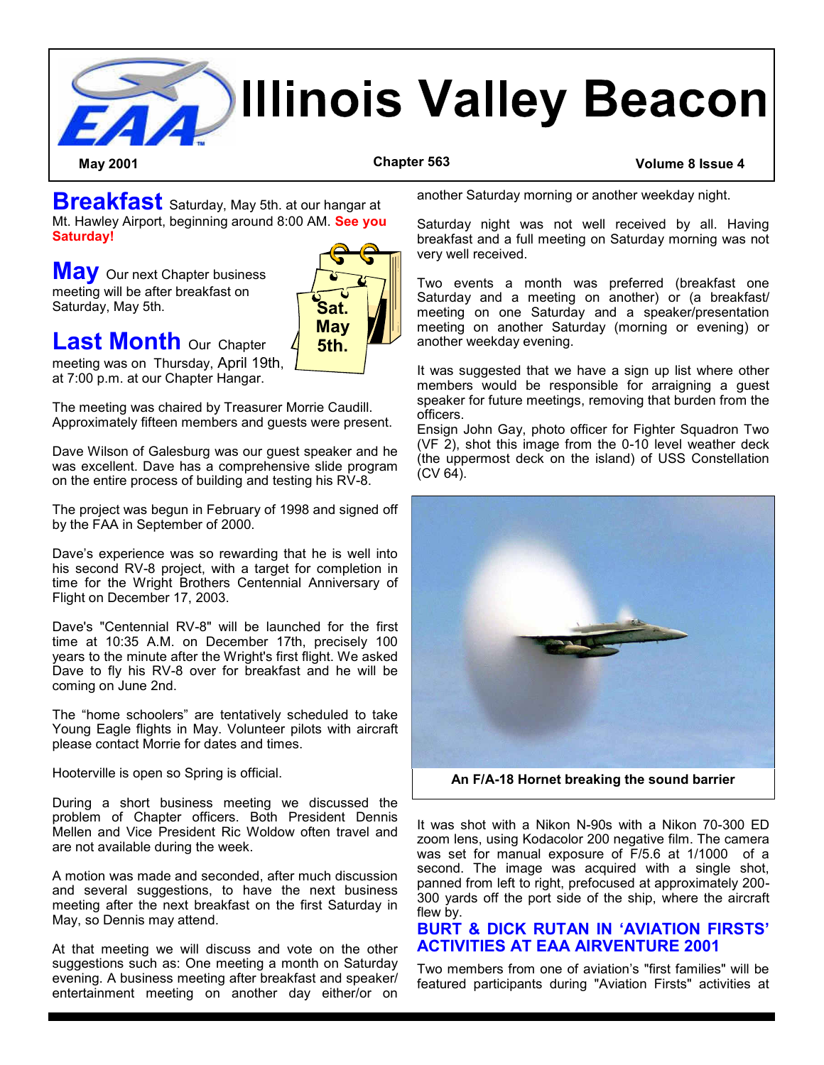# Illinois Valley Beacon

**May 2001** | **Chapter 563** | **Volume 8 Issue 4**

**Breakfast** Saturday, May 5th. at our hangar at Mt. Hawley Airport, beginning around 8:00 AM. **See you Saturday!**

**May** Our next Chapter business meeting will be after breakfast on Saturday, May 5th.

Sat. May 5th.

**Last Month** Our Chapter meeting was on Thursday, April 19th, at 7:00 p.m. at our Chapter Hangar.

The meeting was chaired by Treasurer Morrie Caudill. Approximately fifteen members and guests were present.

Dave Wilson of Galesburg was our guest speaker and he was excellent. Dave has a comprehensive slide program on the entire process of building and testing his RV-8.

The project was begun in February of 1998 and signed off by the FAA in September of 2000.

Dave's experience was so rewarding that he is well into his second RV-8 project, with a target for completion in time for the Wright Brothers Centennial Anniversary of Flight on December 17, 2003.

Dave's "Centennial RV-8" will be launched for the first time at 10:35 A.M. on December 17th, precisely 100 years to the minute after the Wright's first flight. We asked Dave to fly his RV-8 over for breakfast and he will be coming on June 2nd.

The "home schoolers" are tentatively scheduled to take Young Eagle flights in May. Volunteer pilots with aircraft please contact Morrie for dates and times.

Hooterville is open so Spring is official.

During a short business meeting we discussed the problem of Chapter officers. Both President Dennis Mellen and Vice President Ric Woldow often travel and are not available during the week.

A motion was made and seconded, after much discussion and several suggestions, to have the next business meeting after the next breakfast on the first Saturday in May, so Dennis may attend.

At that meeting we will discuss and vote on the other suggestions such as: One meeting a month on Saturday evening. A business meeting after breakfast and speaker/entertainment meeting on another day either/or on another Saturday morning or another weekday night.

Saturday night was not well received by all. Having breakfast and a full meeting on Saturday morning was not very well received.

Two events a month was preferred (breakfast one Saturday and a meeting on another) or (a breakfast/meeting on one Saturday and a speaker/presentation meeting on another Saturday (morning or evening) or another weekday evening.

It was suggested that we have a sign up list where other members would be responsible for arraigning a guest speaker for future meetings, removing that burden from the officers.

Ensign John Gay, photo officer for Fighter Squadron Two (VF 2), shot this image from the 0-10 level weather deck (the uppermost deck on the island) of USS Constellation (CV 64).

**An F/A-18 Hornet breaking the sound barrier**

It was shot with a Nikon N-90s with a Nikon 70-300 ED zoom lens, using Kodacolor 200 negative film. The camera was set for manual exposure of F/5.6 at 1/1000 of a second. The image was acquired with a single shot, panned from left to right, prefocused at approximately 200-300 yards off the port side of the ship, where the aircraft flew by.

## BURT & DICK RUTAN IN 'AVIATION FIRSTS' ACTIVITIES AT EAA AIRVENTURE 2001

Two members from one of aviation's "first families" will be featured participants during "Aviation Firsts" activities at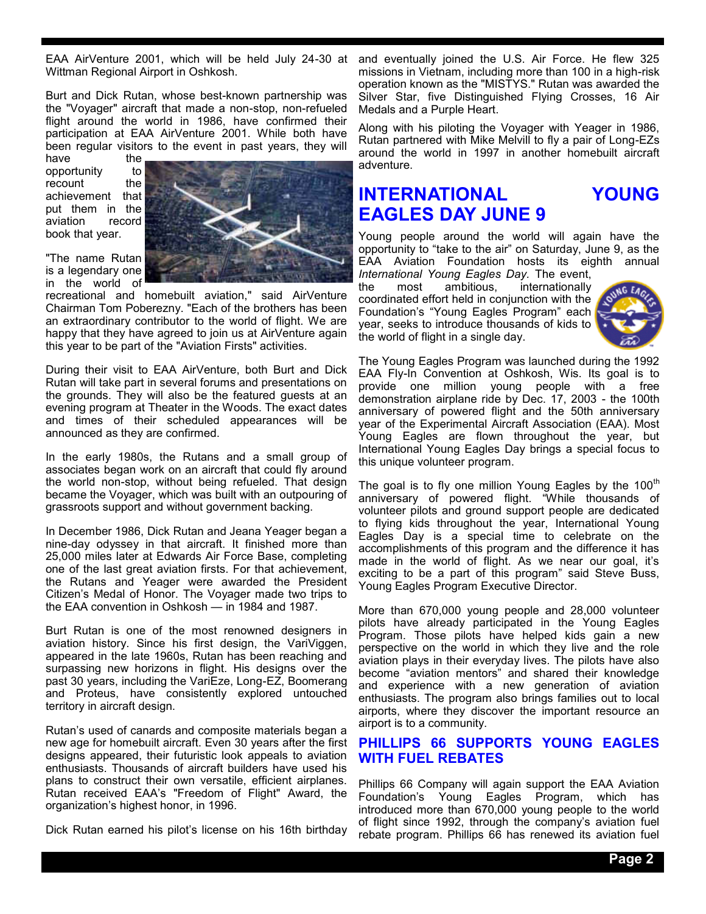EAA AirVenture 2001, which will be held July 24-30 at Wittman Regional Airport in Oshkosh.

Burt and Dick Rutan, whose best-known partnership was the "Voyager" aircraft that made a non-stop, non-refueled flight around the world in 1986, have confirmed their participation at EAA AirVenture 2001. While both have been regular visitors to the event in past years, they will have the opportunity to recount the achievement that put them in the aviation record book that year.

"The name Rutan is a legendary one in the world of recreational and homebuilt aviation," said AirVenture Chairman Tom Poberezny. "Each of the brothers has been an extraordinary contributor to the world of flight. We are happy that they have agreed to join us at AirVenture again this year to be part of the "Aviation Firsts" activities.

During their visit to EAA AirVenture, both Burt and Dick Rutan will take part in several forums and presentations on the grounds. They will also be the featured guests at an evening program at Theater in the Woods. The exact dates and times of their scheduled appearances will be announced as they are confirmed.

In the early 1980s, the Rutans and a small group of associates began work on an aircraft that could fly around the world non-stop, without being refueled. That design became the Voyager, which was built with an outpouring of grassroots support and without government backing.

In December 1986, Dick Rutan and Jeana Yeager began a nine-day odyssey in that aircraft. It finished more than 25,000 miles later at Edwards Air Force Base, completing one of the last great aviation firsts. For that achievement, the Rutans and Yeager were awarded the President Citizen's Medal of Honor. The Voyager made two trips to the EAA convention in Oshkosh — in 1984 and 1987.

Burt Rutan is one of the most renowned designers in aviation history. Since his first design, the VariViggen, appeared in the late 1960s, Rutan has been reaching and surpassing new horizons in flight. His designs over the past 30 years, including the VariEze, Long-EZ, Boomerang and Proteus, have consistently explored untouched territory in aircraft design.

Rutan's used of canards and composite materials began a new age for homebuilt aircraft. Even 30 years after the first designs appeared, their futuristic look appeals to aviation enthusiasts. Thousands of aircraft builders have used his plans to construct their own versatile, efficient airplanes. Rutan received EAA's "Freedom of Flight" Award, the organization's highest honor, in 1996.

Dick Rutan earned his pilot's license on his 16th birthday and eventually joined the U.S. Air Force. He flew 325 missions in Vietnam, including more than 100 in a high-risk operation known as the "MISTYS." Rutan was awarded the Silver Star, five Distinguished Flying Crosses, 16 Air Medals and a Purple Heart.

Along with his piloting the Voyager with Yeager in 1986, Rutan partnered with Mike Melvill to fly a pair of Long-EZs around the world in 1997 in another homebuilt aircraft adventure.

## INTERNATIONAL YOUNG EAGLES DAY JUNE 9

Young people around the world will again have the opportunity to "take to the air" on Saturday, June 9, as the EAA Aviation Foundation hosts its eighth annual *International Young Eagles Day.* The event, the most ambitious, internationally coordinated effort held in conjunction with the Foundation's "Young Eagles Program" each year, seeks to introduce thousands of kids to the world of flight in a single day.

The Young Eagles Program was launched during the 1992 EAA Fly-In Convention at Oshkosh, Wis. Its goal is to provide one million young people with a free demonstration airplane ride by Dec. 17, 2003 - the 100th anniversary of powered flight and the 50th anniversary year of the Experimental Aircraft Association (EAA). Most Young Eagles are flown throughout the year, but International Young Eagles Day brings a special focus to this unique volunteer program.

The goal is to fly one million Young Eagles by the 100th anniversary of powered flight. "While thousands of volunteer pilots and ground support people are dedicated to flying kids throughout the year, International Young Eagles Day is a special time to celebrate on the accomplishments of this program and the difference it has made in the world of flight. As we near our goal, it's exciting to be a part of this program" said Steve Buss, Young Eagles Program Executive Director.

More than 670,000 young people and 28,000 volunteer pilots have already participated in the Young Eagles Program. Those pilots have helped kids gain a new perspective on the world in which they live and the role aviation plays in their everyday lives. The pilots have also become "aviation mentors" and shared their knowledge and experience with a new generation of aviation enthusiasts. The program also brings families out to local airports, where they discover the important resource an airport is to a community.

### PHILLIPS 66 SUPPORTS YOUNG EAGLES WITH FUEL REBATES

Phillips 66 Company will again support the EAA Aviation Foundation's Young Eagles Program, which has introduced more than 670,000 young people to the world of flight since 1992, through the company's aviation fuel rebate program. Phillips 66 has renewed its aviation fuel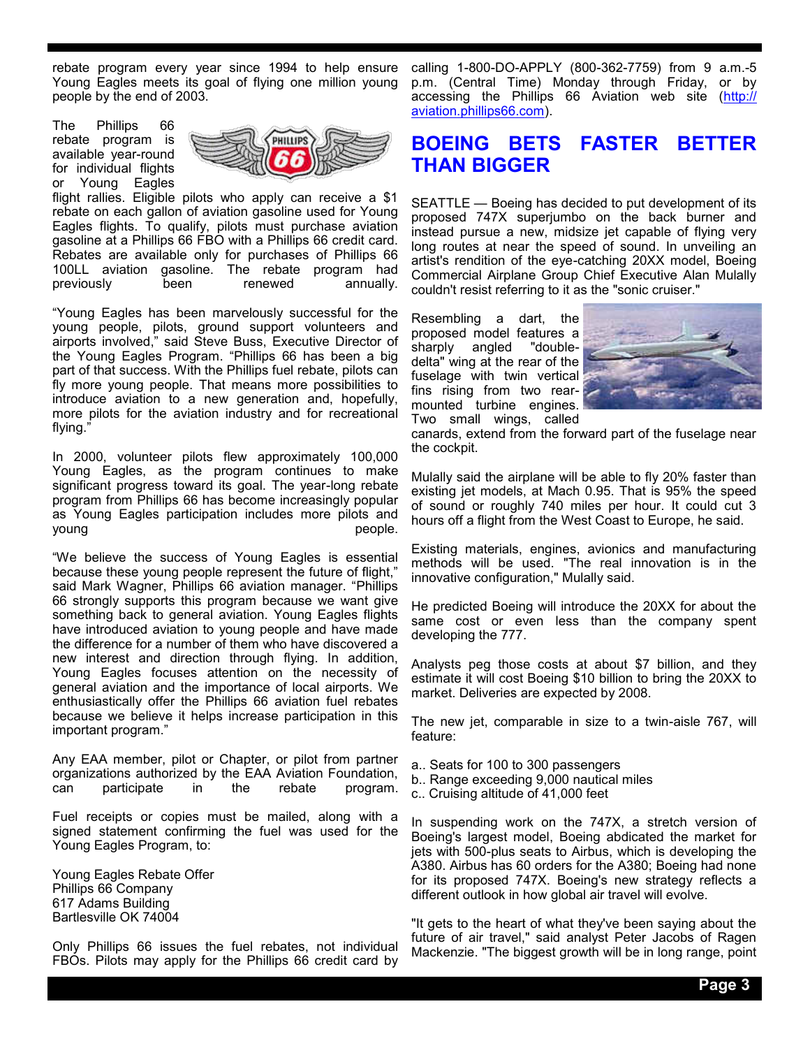rebate program every year since 1994 to help ensure Young Eagles meets its goal of flying one million young people by the end of 2003.

The Phillips 66 rebate program is available year-round for individual flights or Young Eagles flight rallies. Eligible pilots who apply can receive a $1 rebate on each gallon of aviation gasoline used for Young Eagles flights. To qualify, pilots must purchase aviation gasoline at a Phillips 66 FBO with a Phillips 66 credit card. Rebates are available only for purchases of Phillips 66 100LL aviation gasoline. The rebate program had previously been renewed annually.

"Young Eagles has been marvelously successful for the young people, pilots, ground support volunteers and airports involved," said Steve Buss, Executive Director of the Young Eagles Program. "Phillips 66 has been a big part of that success. With the Phillips fuel rebate, pilots can fly more young people. That means more possibilities to introduce aviation to a new generation and, hopefully, more pilots for the aviation industry and for recreational flying."

In 2000, volunteer pilots flew approximately 100,000 Young Eagles, as the program continues to make significant progress toward its goal. The year-long rebate program from Phillips 66 has become increasingly popular as Young Eagles participation includes more pilots and young people.

"We believe the success of Young Eagles is essential because these young people represent the future of flight," said Mark Wagner, Phillips 66 aviation manager. "Phillips 66 strongly supports this program because we want give something back to general aviation. Young Eagles flights have introduced aviation to young people and have made the difference for a number of them who have discovered a new interest and direction through flying. In addition, Young Eagles focuses attention on the necessity of general aviation and the importance of local airports. We enthusiastically offer the Phillips 66 aviation fuel rebates because we believe it helps increase participation in this important program."

Any EAA member, pilot or Chapter, or pilot from partner organizations authorized by the EAA Aviation Foundation, can participate in the rebate program.

Fuel receipts or copies must be mailed, along with a signed statement confirming the fuel was used for the Young Eagles Program, to:

Young Eagles Rebate Offer
Phillips 66 Company
617 Adams Building
Bartlesville OK 74004

Only Phillips 66 issues the fuel rebates, not individual FBOs. Pilots may apply for the Phillips 66 credit card by calling 1-800-DO-APPLY (800-362-7759) from 9 a.m.-5 p.m. (Central Time) Monday through Friday, or by accessing the Phillips 66 Aviation web site (http://aviation.phillips66.com).

## BOEING BETS FASTER BETTER THAN BIGGER

SEATTLE — Boeing has decided to put development of its proposed 747X superjumbo on the back burner and instead pursue a new, midsize jet capable of flying very long routes at near the speed of sound. In unveiling an artist's rendition of the eye-catching 20XX model, Boeing Commercial Airplane Group Chief Executive Alan Mulally couldn't resist referring to it as the "sonic cruiser."

Resembling a dart, the proposed model features a sharply angled "double-delta" wing at the rear of the fuselage with twin vertical fins rising from two rear-mounted turbine engines. Two small wings, called canards, extend from the forward part of the fuselage near the cockpit.

Mulally said the airplane will be able to fly 20% faster than existing jet models, at Mach 0.95. That is 95% the speed of sound or roughly 740 miles per hour. It could cut 3 hours off a flight from the West Coast to Europe, he said.

Existing materials, engines, avionics and manufacturing methods will be used. "The real innovation is in the innovative configuration," Mulally said.

He predicted Boeing will introduce the 20XX for about the same cost or even less than the company spent developing the 777.

Analysts peg those costs at about $7 billion, and they estimate it will cost Boeing $10 billion to bring the 20XX to market. Deliveries are expected by 2008.

The new jet, comparable in size to a twin-aisle 767, will feature:

a.. Seats for 100 to 300 passengers
b.. Range exceeding 9,000 nautical miles
c.. Cruising altitude of 41,000 feet

In suspending work on the 747X, a stretch version of Boeing's largest model, Boeing abdicated the market for jets with 500-plus seats to Airbus, which is developing the A380. Airbus has 60 orders for the A380; Boeing had none for its proposed 747X. Boeing's new strategy reflects a different outlook in how global air travel will evolve.

"It gets to the heart of what they've been saying about the future of air travel," said analyst Peter Jacobs of Ragen Mackenzie. "The biggest growth will be in long range, point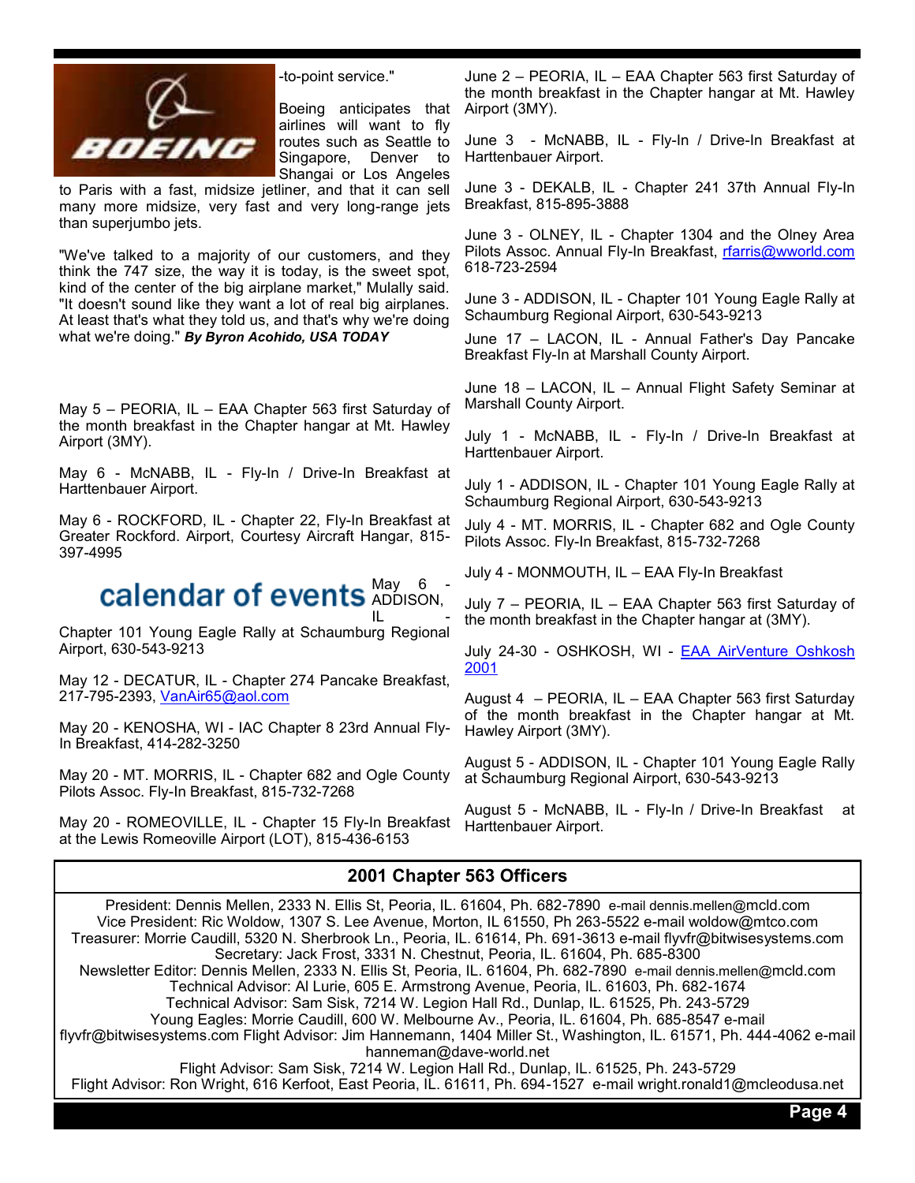-to-point service."

Boeing anticipates that airlines will want to fly routes such as Seattle to Singapore, Denver to Shangai or Los Angeles to Paris with a fast, midsize jetliner, and that it can sell many more midsize, very fast and very long-range jets than superjumbo jets.

"We've talked to a majority of our customers, and they think the 747 size, the way it is today, is the sweet spot, kind of the center of the big airplane market," Mulally said. "It doesn't sound like they want a lot of real big airplanes. At least that's what they told us, and that's why we're doing what we're doing." ***By Byron Acohido, USA TODAY***

## calendar of events

May 5 – PEORIA, IL – EAA Chapter 563 first Saturday of the month breakfast in the Chapter hangar at Mt. Hawley Airport (3MY).

May 6 - McNABB, IL - Fly-In / Drive-In Breakfast at Harttenbauer Airport.

May 6 - ROCKFORD, IL - Chapter 22, Fly-In Breakfast at Greater Rockford. Airport, Courtesy Aircraft Hangar, 815-397-4995

May 6 - ADDISON, IL - Chapter 101 Young Eagle Rally at Schaumburg Regional Airport, 630-543-9213

May 12 - DECATUR, IL - Chapter 274 Pancake Breakfast, 217-795-2393, VanAir65@aol.com

May 20 - KENOSHA, WI - IAC Chapter 8 23rd Annual Fly-In Breakfast, 414-282-3250

May 20 - MT. MORRIS, IL - Chapter 682 and Ogle County Pilots Assoc. Fly-In Breakfast, 815-732-7268

May 20 - ROMEOVILLE, IL - Chapter 15 Fly-In Breakfast at the Lewis Romeoville Airport (LOT), 815-436-6153

June 2 – PEORIA, IL – EAA Chapter 563 first Saturday of the month breakfast in the Chapter hangar at Mt. Hawley Airport (3MY).

June 3 - McNABB, IL - Fly-In / Drive-In Breakfast at Harttenbauer Airport.

June 3 - DEKALB, IL - Chapter 241 37th Annual Fly-In Breakfast, 815-895-3888

June 3 - OLNEY, IL - Chapter 1304 and the Olney Area Pilots Assoc. Annual Fly-In Breakfast, rfarris@wworld.com 618-723-2594

June 3 - ADDISON, IL - Chapter 101 Young Eagle Rally at Schaumburg Regional Airport, 630-543-9213

June 17 – LACON, IL - Annual Father's Day Pancake Breakfast Fly-In at Marshall County Airport.

June 18 – LACON, IL – Annual Flight Safety Seminar at Marshall County Airport.

July 1 - McNABB, IL - Fly-In / Drive-In Breakfast at Harttenbauer Airport.

July 1 - ADDISON, IL - Chapter 101 Young Eagle Rally at Schaumburg Regional Airport, 630-543-9213

July 4 - MT. MORRIS, IL - Chapter 682 and Ogle County Pilots Assoc. Fly-In Breakfast, 815-732-7268

July 4 - MONMOUTH, IL – EAA Fly-In Breakfast

July 7 – PEORIA, IL – EAA Chapter 563 first Saturday of the month breakfast in the Chapter hangar at (3MY).

July 24-30 - OSHKOSH, WI - EAA AirVenture Oshkosh 2001

August 4 – PEORIA, IL – EAA Chapter 563 first Saturday of the month breakfast in the Chapter hangar at Mt. Hawley Airport (3MY).

August 5 - ADDISON, IL - Chapter 101 Young Eagle Rally at Schaumburg Regional Airport, 630-543-9213

August 5 - McNABB, IL - Fly-In / Drive-In Breakfast at Harttenbauer Airport.

## 2001 Chapter 563 Officers

President: Dennis Mellen, 2333 N. Ellis St, Peoria, IL. 61604, Ph. 682-7890 e-mail dennis.mellen@mcld.com
Vice President: Ric Woldow, 1307 S. Lee Avenue, Morton, IL 61550, Ph 263-5522 e-mail woldow@mtco.com
Treasurer: Morrie Caudill, 5320 N. Sherbrook Ln., Peoria, IL. 61614, Ph. 691-3613 e-mail flyvfr@bitwisesystems.com
Secretary: Jack Frost, 3331 N. Chestnut, Peoria, IL. 61604, Ph. 685-8300
Newsletter Editor: Dennis Mellen, 2333 N. Ellis St, Peoria, IL. 61604, Ph. 682-7890 e-mail dennis.mellen@mcld.com
Technical Advisor: Al Lurie, 605 E. Armstrong Avenue, Peoria, IL. 61603, Ph. 682-1674
Technical Advisor: Sam Sisk, 7214 W. Legion Hall Rd., Dunlap, IL. 61525, Ph. 243-5729
Young Eagles: Morrie Caudill, 600 W. Melbourne Av., Peoria, IL. 61604, Ph. 685-8547 e-mail flyvfr@bitwisesystems.com
Flight Advisor: Jim Hannemann, 1404 Miller St., Washington, IL. 61571, Ph. 444-4062 e-mail hanneman@dave-world.net
Flight Advisor: Sam Sisk, 7214 W. Legion Hall Rd., Dunlap, IL. 61525, Ph. 243-5729
Flight Advisor: Ron Wright, 616 Kerfoot, East Peoria, IL. 61611, Ph. 694-1527 e-mail wright.ronald1@mcleodusa.net